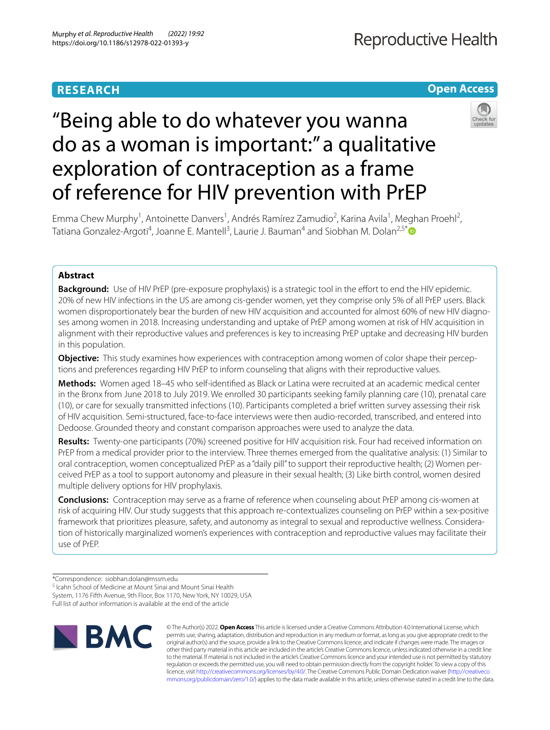**RESEARCH**

**Open Access**

# "Being able to do whatever you wanna do as a woman is important:" a qualitative exploration of contraception as a frame of reference for HIV prevention with PrEP

Emma Chew Murphy[1], Antoinette Danvers[1], Andrés Ramírez Zamudio[2], Karina Avila[1], Meghan Proehl[2], Tatiana Gonzalez-Argoti[4], Joanne E. Mantell[3], Laurie J. Bauman[4] and Siobhan M. Dolan[2,5*]

## Abstract

**Background:** Use of HIV PrEP (pre-exposure prophylaxis) is a strategic tool in the effort to end the HIV epidemic. 20% of new HIV infections in the US are among cis-gender women, yet they comprise only 5% of all PrEP users. Black women disproportionately bear the burden of new HIV acquisition and accounted for almost 60% of new HIV diagnoses among women in 2018. Increasing understanding and uptake of PrEP among women at risk of HIV acquisition in alignment with their reproductive values and preferences is key to increasing PrEP uptake and decreasing HIV burden in this population.

**Objective:** This study examines how experiences with contraception among women of color shape their perceptions and preferences regarding HIV PrEP to inform counseling that aligns with their reproductive values.

**Methods:** Women aged 18–45 who self-identified as Black or Latina were recruited at an academic medical center in the Bronx from June 2018 to July 2019. We enrolled 30 participants seeking family planning care (10), prenatal care (10), or care for sexually transmitted infections (10). Participants completed a brief written survey assessing their risk of HIV acquisition. Semi-structured, face-to-face interviews were then audio-recorded, transcribed, and entered into Dedoose. Grounded theory and constant comparison approaches were used to analyze the data.

**Results:** Twenty-one participants (70%) screened positive for HIV acquisition risk. Four had received information on PrEP from a medical provider prior to the interview. Three themes emerged from the qualitative analysis: (1) Similar to oral contraception, women conceptualized PrEP as a "daily pill" to support their reproductive health; (2) Women perceived PrEP as a tool to support autonomy and pleasure in their sexual health; (3) Like birth control, women desired multiple delivery options for HIV prophylaxis.

**Conclusions:** Contraception may serve as a frame of reference when counseling about PrEP among cis-women at risk of acquiring HIV. Our study suggests that this approach re-contextualizes counseling on PrEP within a sex-positive framework that prioritizes pleasure, safety, and autonomy as integral to sexual and reproductive wellness. Consideration of historically marginalized women's experiences with contraception and reproductive values may facilitate their use of PrEP.

*Correspondence: siobhan.dolan@mssm.edu
[5] Icahn School of Medicine at Mount Sinai and Mount Sinai Health System, 1176 Fifth Avenue, 9th Floor, Box 1170, New York, NY 10029, USA
Full list of author information is available at the end of the article

© The Author(s) 2022. **Open Access** This article is licensed under a Creative Commons Attribution 4.0 International License, which permits use, sharing, adaptation, distribution and reproduction in any medium or format, as long as you give appropriate credit to the original author(s) and the source, provide a link to the Creative Commons licence, and indicate if changes were made. The images or other third party material in this article are included in the article's Creative Commons licence, unless indicated otherwise in a credit line to the material. If material is not included in the article's Creative Commons licence and your intended use is not permitted by statutory regulation or exceeds the permitted use, you will need to obtain permission directly from the copyright holder. To view a copy of this licence, visit http://creativecommons.org/licenses/by/4.0/. The Creative Commons Public Domain Dedication waiver (http://creativecommons.org/publicdomain/zero/1.0/) applies to the data made available in this article, unless otherwise stated in a credit line to the data.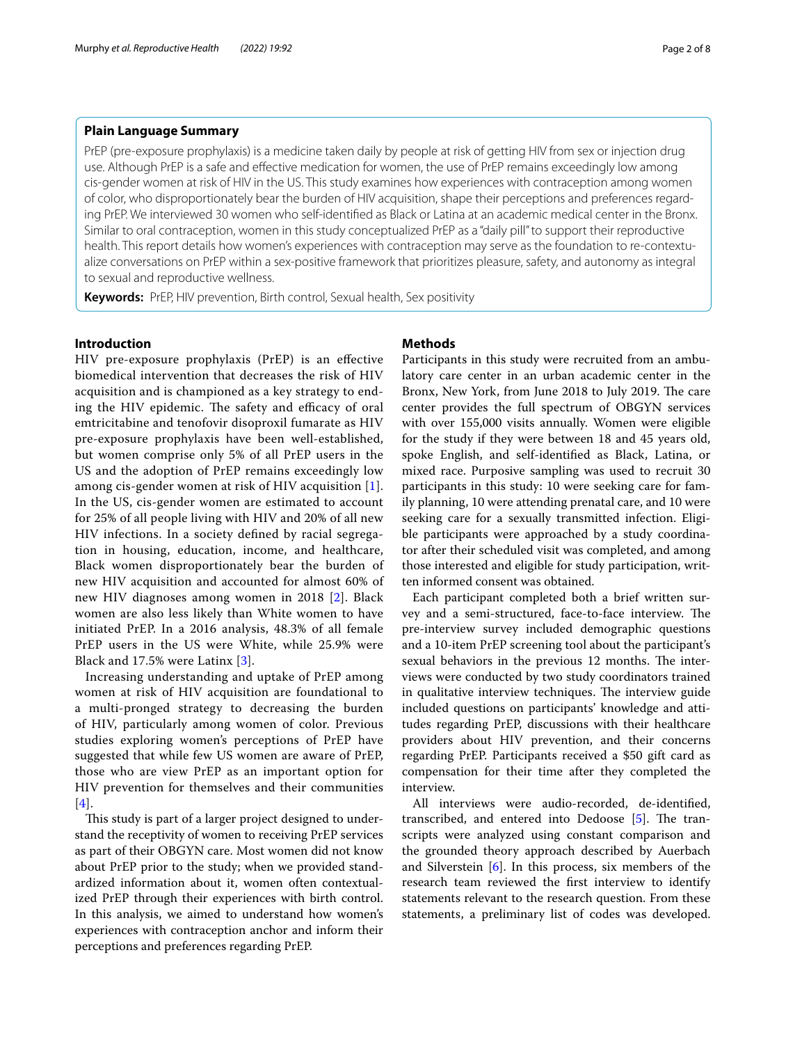## Plain Language Summary

PrEP (pre-exposure prophylaxis) is a medicine taken daily by people at risk of getting HIV from sex or injection drug use. Although PrEP is a safe and effective medication for women, the use of PrEP remains exceedingly low among cis-gender women at risk of HIV in the US. This study examines how experiences with contraception among women of color, who disproportionately bear the burden of HIV acquisition, shape their perceptions and preferences regarding PrEP. We interviewed 30 women who self-identified as Black or Latina at an academic medical center in the Bronx. Similar to oral contraception, women in this study conceptualized PrEP as a "daily pill" to support their reproductive health. This report details how women's experiences with contraception may serve as the foundation to re-contextualize conversations on PrEP within a sex-positive framework that prioritizes pleasure, safety, and autonomy as integral to sexual and reproductive wellness.

**Keywords:** PrEP, HIV prevention, Birth control, Sexual health, Sex positivity

## Introduction

HIV pre-exposure prophylaxis (PrEP) is an effective biomedical intervention that decreases the risk of HIV acquisition and is championed as a key strategy to ending the HIV epidemic. The safety and efficacy of oral emtricitabine and tenofovir disoproxil fumarate as HIV pre-exposure prophylaxis have been well-established, but women comprise only 5% of all PrEP users in the US and the adoption of PrEP remains exceedingly low among cis-gender women at risk of HIV acquisition [1]. In the US, cis-gender women are estimated to account for 25% of all people living with HIV and 20% of all new HIV infections. In a society defined by racial segregation in housing, education, income, and healthcare, Black women disproportionately bear the burden of new HIV acquisition and accounted for almost 60% of new HIV diagnoses among women in 2018 [2]. Black women are also less likely than White women to have initiated PrEP. In a 2016 analysis, 48.3% of all female PrEP users in the US were White, while 25.9% were Black and 17.5% were Latinx [3].

Increasing understanding and uptake of PrEP among women at risk of HIV acquisition are foundational to a multi-pronged strategy to decreasing the burden of HIV, particularly among women of color. Previous studies exploring women's perceptions of PrEP have suggested that while few US women are aware of PrEP, those who are view PrEP as an important option for HIV prevention for themselves and their communities [4].

This study is part of a larger project designed to understand the receptivity of women to receiving PrEP services as part of their OBGYN care. Most women did not know about PrEP prior to the study; when we provided standardized information about it, women often contextualized PrEP through their experiences with birth control. In this analysis, we aimed to understand how women's experiences with contraception anchor and inform their perceptions and preferences regarding PrEP.

## Methods

Participants in this study were recruited from an ambulatory care center in an urban academic center in the Bronx, New York, from June 2018 to July 2019. The care center provides the full spectrum of OBGYN services with over 155,000 visits annually. Women were eligible for the study if they were between 18 and 45 years old, spoke English, and self-identified as Black, Latina, or mixed race. Purposive sampling was used to recruit 30 participants in this study: 10 were seeking care for family planning, 10 were attending prenatal care, and 10 were seeking care for a sexually transmitted infection. Eligible participants were approached by a study coordinator after their scheduled visit was completed, and among those interested and eligible for study participation, written informed consent was obtained.

Each participant completed both a brief written survey and a semi-structured, face-to-face interview. The pre-interview survey included demographic questions and a 10-item PrEP screening tool about the participant's sexual behaviors in the previous 12 months. The interviews were conducted by two study coordinators trained in qualitative interview techniques. The interview guide included questions on participants' knowledge and attitudes regarding PrEP, discussions with their healthcare providers about HIV prevention, and their concerns regarding PrEP. Participants received a $50 gift card as compensation for their time after they completed the interview.

All interviews were audio-recorded, de-identified, transcribed, and entered into Dedoose [5]. The transcripts were analyzed using constant comparison and the grounded theory approach described by Auerbach and Silverstein [6]. In this process, six members of the research team reviewed the first interview to identify statements relevant to the research question. From these statements, a preliminary list of codes was developed.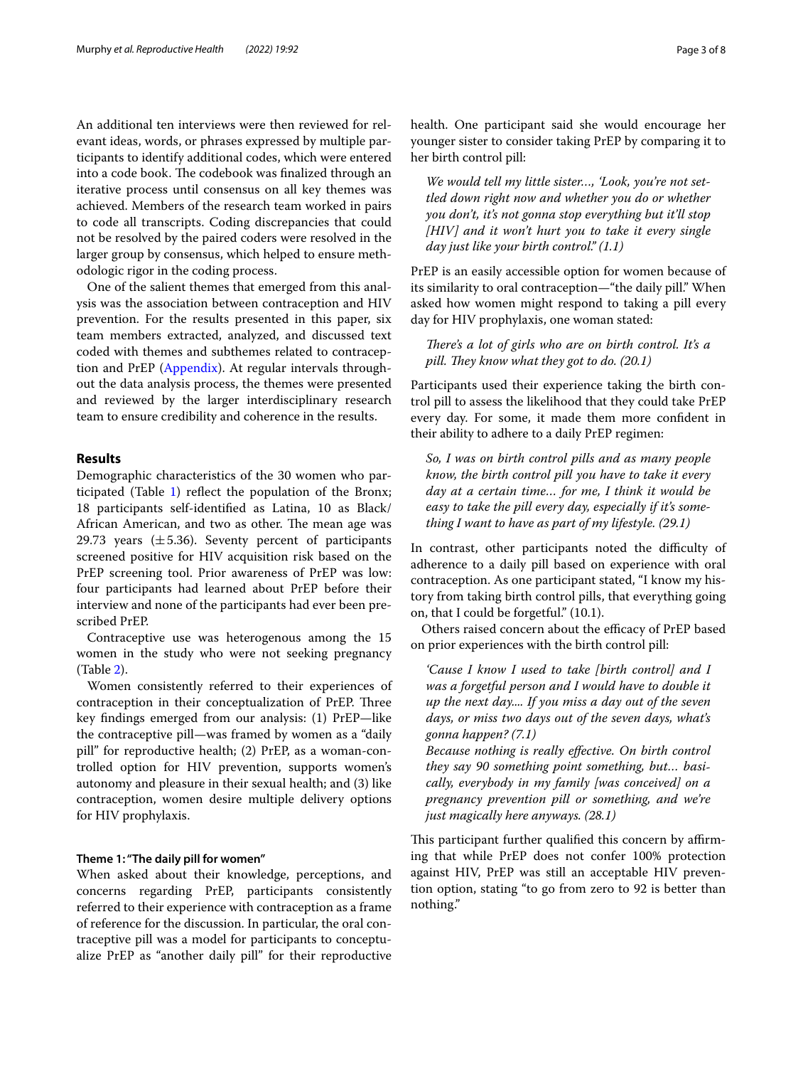An additional ten interviews were then reviewed for relevant ideas, words, or phrases expressed by multiple participants to identify additional codes, which were entered into a code book. The codebook was finalized through an iterative process until consensus on all key themes was achieved. Members of the research team worked in pairs to code all transcripts. Coding discrepancies that could not be resolved by the paired coders were resolved in the larger group by consensus, which helped to ensure methodologic rigor in the coding process.

One of the salient themes that emerged from this analysis was the association between contraception and HIV prevention. For the results presented in this paper, six team members extracted, analyzed, and discussed text coded with themes and subthemes related to contraception and PrEP (Appendix). At regular intervals throughout the data analysis process, the themes were presented and reviewed by the larger interdisciplinary research team to ensure credibility and coherence in the results.

## Results

Demographic characteristics of the 30 women who participated (Table 1) reflect the population of the Bronx; 18 participants self-identified as Latina, 10 as Black/African American, and two as other. The mean age was 29.73 years ($\pm$5.36). Seventy percent of participants screened positive for HIV acquisition risk based on the PrEP screening tool. Prior awareness of PrEP was low: four participants had learned about PrEP before their interview and none of the participants had ever been prescribed PrEP.

Contraceptive use was heterogenous among the 15 women in the study who were not seeking pregnancy (Table 2).

Women consistently referred to their experiences of contraception in their conceptualization of PrEP. Three key findings emerged from our analysis: (1) PrEP—like the contraceptive pill—was framed by women as a "daily pill" for reproductive health; (2) PrEP, as a woman-controlled option for HIV prevention, supports women's autonomy and pleasure in their sexual health; and (3) like contraception, women desire multiple delivery options for HIV prophylaxis.

### Theme 1: "The daily pill for women"

When asked about their knowledge, perceptions, and concerns regarding PrEP, participants consistently referred to their experience with contraception as a frame of reference for the discussion. In particular, the oral contraceptive pill was a model for participants to conceptualize PrEP as "another daily pill" for their reproductive health. One participant said she would encourage her younger sister to consider taking PrEP by comparing it to her birth control pill:

> *We would tell my little sister…, 'Look, you're not settled down right now and whether you do or whether you don't, it's not gonna stop everything but it'll stop [HIV] and it won't hurt you to take it every single day just like your birth control." (1.1)*

PrEP is an easily accessible option for women because of its similarity to oral contraception—"the daily pill." When asked how women might respond to taking a pill every day for HIV prophylaxis, one woman stated:

> *There's a lot of girls who are on birth control. It's a pill. They know what they got to do. (20.1)*

Participants used their experience taking the birth control pill to assess the likelihood that they could take PrEP every day. For some, it made them more confident in their ability to adhere to a daily PrEP regimen:

> *So, I was on birth control pills and as many people know, the birth control pill you have to take it every day at a certain time… for me, I think it would be easy to take the pill every day, especially if it's something I want to have as part of my lifestyle. (29.1)*

In contrast, other participants noted the difficulty of adherence to a daily pill based on experience with oral contraception. As one participant stated, "I know my history from taking birth control pills, that everything going on, that I could be forgetful." (10.1).

Others raised concern about the efficacy of PrEP based on prior experiences with the birth control pill:

> *'Cause I know I used to take [birth control] and I was a forgetful person and I would have to double it up the next day.... If you miss a day out of the seven days, or miss two days out of the seven days, what's gonna happen? (7.1)*
>
> *Because nothing is really effective. On birth control they say 90 something point something, but… basically, everybody in my family [was conceived] on a pregnancy prevention pill or something, and we're just magically here anyways. (28.1)*

This participant further qualified this concern by affirming that while PrEP does not confer 100% protection against HIV, PrEP was still an acceptable HIV prevention option, stating "to go from zero to 92 is better than nothing."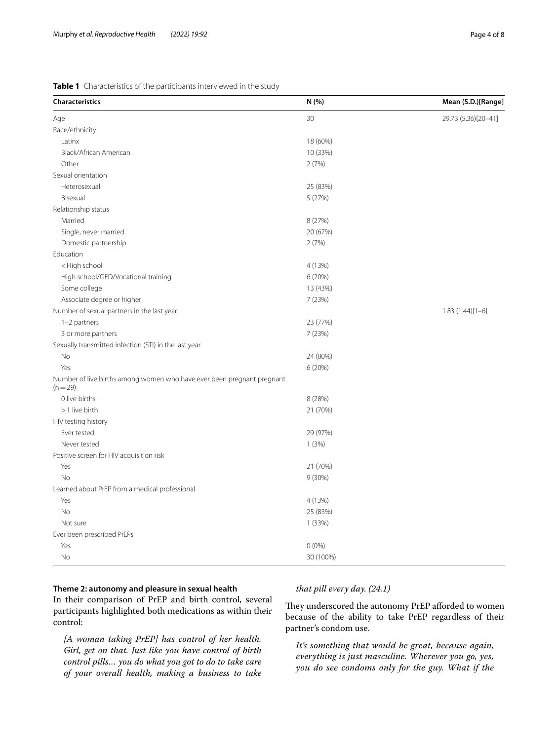**Table 1** Characteristics of the participants interviewed in the study

| Characteristics | N (%) | Mean (S.D.)[Range] |
|---|---|---|
| Age | 30 | 29.73 (5.36)[20–41] |
| Race/ethnicity | | |
| Latinx | 18 (60%) | |
| Black/African American | 10 (33%) | |
| Other | 2 (7%) | |
| Sexual orientation | | |
| Heterosexual | 25 (83%) | |
| Bisexual | 5 (27%) | |
| Relationship status | | |
| Married | 8 (27%) | |
| Single, never married | 20 (67%) | |
| Domestic partnership | 2 (7%) | |
| Education | | |
| <High school | 4 (13%) | |
| High school/GED/Vocational training | 6 (20%) | |
| Some college | 13 (43%) | |
| Associate degree or higher | 7 (23%) | |
| Number of sexual partners in the last year | | 1.83 (1.44)[1–6] |
| 1–2 partners | 23 (77%) | |
| 3 or more partners | 7 (23%) | |
| Sexually transmitted infection (STI) in the last year | | |
| No | 24 (80%) | |
| Yes | 6 (20%) | |
| Number of live births among women who have ever been pregnant pregnant (n = 29) | | |
| 0 live births | 8 (28%) | |
| >1 live birth | 21 (70%) | |
| HIV testing history | | |
| Ever tested | 29 (97%) | |
| Never tested | 1 (3%) | |
| Positive screen for HIV acquisition risk | | |
| Yes | 21 (70%) | |
| No | 9 (30%) | |
| Learned about PrEP from a medical professional | | |
| Yes | 4 (13%) | |
| No | 25 (83%) | |
| Not sure | 1 (33%) | |
| Ever been prescribed PrEPs | | |
| Yes | 0 (0%) | |
| No | 30 (100%) | |

**Theme 2: autonomy and pleasure in sexual health**

In their comparison of PrEP and birth control, several participants highlighted both medications as within their control:

> *[A woman taking PrEP] has control of her health. Girl, get on that. Just like you have control of birth control pills… you do what you got to do to take care of your overall health, making a business to take that pill every day. (24.1)*

They underscored the autonomy PrEP afforded to women because of the ability to take PrEP regardless of their partner's condom use.

> *It's something that would be great, because again, everything is just masculine. Wherever you go, yes, you do see condoms only for the guy. What if the*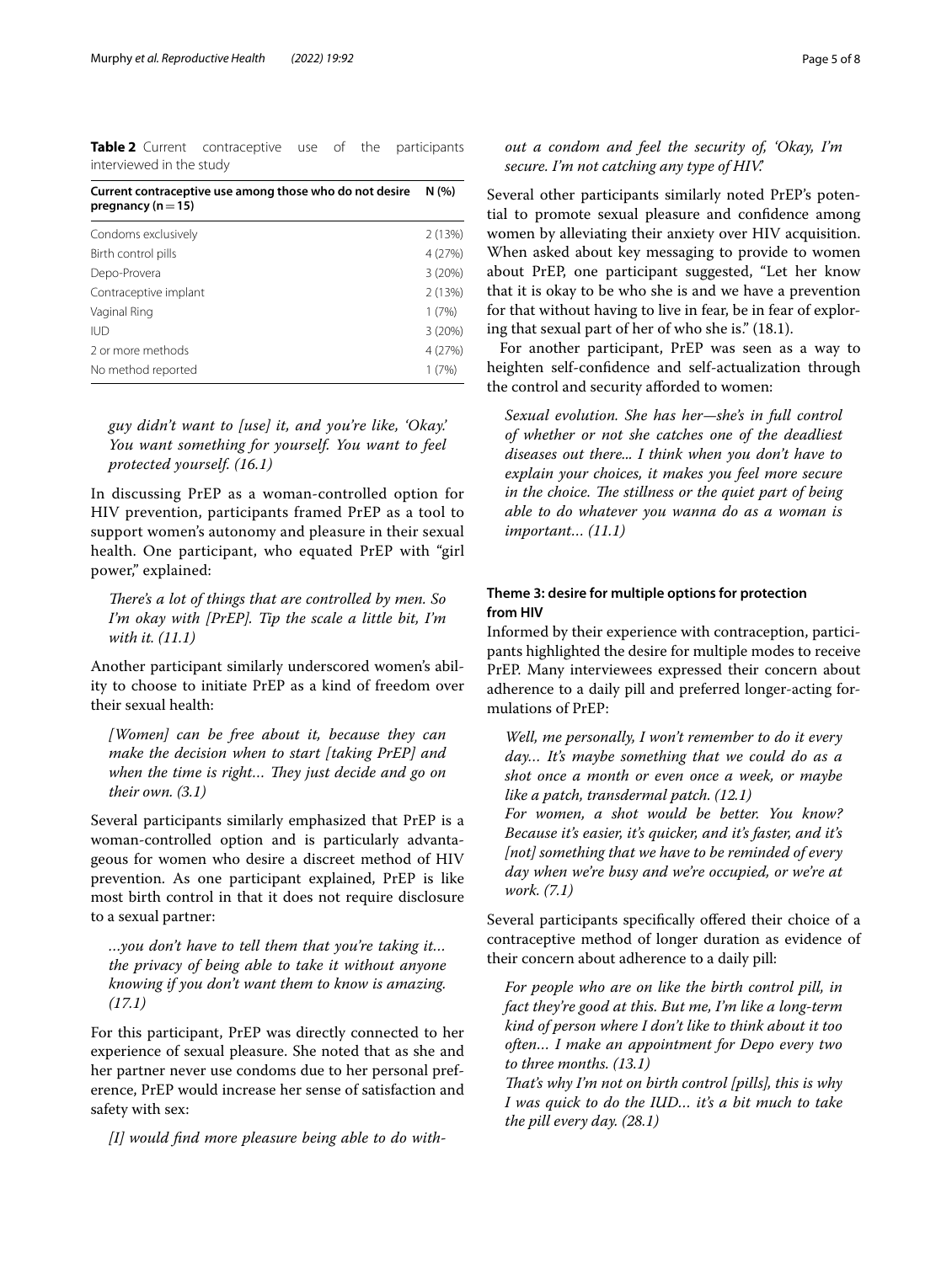**Table 2** Current contraceptive use of the participants interviewed in the study

| Current contraceptive use among those who do not desire pregnancy (n = 15) | N (%) |
|---|---|
| Condoms exclusively | 2 (13%) |
| Birth control pills | 4 (27%) |
| Depo-Provera | 3 (20%) |
| Contraceptive implant | 2 (13%) |
| Vaginal Ring | 1 (7%) |
| IUD | 3 (20%) |
| 2 or more methods | 4 (27%) |
| No method reported | 1 (7%) |

> *guy didn't want to [use] it, and you're like, 'Okay.' You want something for yourself. You want to feel protected yourself. (16.1)*

In discussing PrEP as a woman-controlled option for HIV prevention, participants framed PrEP as a tool to support women's autonomy and pleasure in their sexual health. One participant, who equated PrEP with "girl power," explained:

> *There's a lot of things that are controlled by men. So I'm okay with [PrEP]. Tip the scale a little bit, I'm with it. (11.1)*

Another participant similarly underscored women's ability to choose to initiate PrEP as a kind of freedom over their sexual health:

> *[Women] can be free about it, because they can make the decision when to start [taking PrEP] and when the time is right… They just decide and go on their own. (3.1)*

Several participants similarly emphasized that PrEP is a woman-controlled option and is particularly advantageous for women who desire a discreet method of HIV prevention. As one participant explained, PrEP is like most birth control in that it does not require disclosure to a sexual partner:

> *…you don't have to tell them that you're taking it… the privacy of being able to take it without anyone knowing if you don't want them to know is amazing. (17.1)*

For this participant, PrEP was directly connected to her experience of sexual pleasure. She noted that as she and her partner never use condoms due to her personal preference, PrEP would increase her sense of satisfaction and safety with sex:

> *[I] would find more pleasure being able to do without a condom and feel the security of, 'Okay, I'm secure. I'm not catching any type of HIV.'*

Several other participants similarly noted PrEP's potential to promote sexual pleasure and confidence among women by alleviating their anxiety over HIV acquisition. When asked about key messaging to provide to women about PrEP, one participant suggested, "Let her know that it is okay to be who she is and we have a prevention for that without having to live in fear, be in fear of exploring that sexual part of her of who she is." (18.1).

For another participant, PrEP was seen as a way to heighten self-confidence and self-actualization through the control and security afforded to women:

> *Sexual evolution. She has her—she's in full control of whether or not she catches one of the deadliest diseases out there... I think when you don't have to explain your choices, it makes you feel more secure in the choice. The stillness or the quiet part of being able to do whatever you wanna do as a woman is important… (11.1)*

### Theme 3: desire for multiple options for protection from HIV

Informed by their experience with contraception, participants highlighted the desire for multiple modes to receive PrEP. Many interviewees expressed their concern about adherence to a daily pill and preferred longer-acting formulations of PrEP:

> *Well, me personally, I won't remember to do it every day… It's maybe something that we could do as a shot once a month or even once a week, or maybe like a patch, transdermal patch. (12.1)*
>
> *For women, a shot would be better. You know? Because it's easier, it's quicker, and it's faster, and it's [not] something that we have to be reminded of every day when we're busy and we're occupied, or we're at work. (7.1)*

Several participants specifically offered their choice of a contraceptive method of longer duration as evidence of their concern about adherence to a daily pill:

> *For people who are on like the birth control pill, in fact they're good at this. But me, I'm like a long-term kind of person where I don't like to think about it too often… I make an appointment for Depo every two to three months. (13.1)*
>
> *That's why I'm not on birth control [pills], this is why I was quick to do the IUD… it's a bit much to take the pill every day. (28.1)*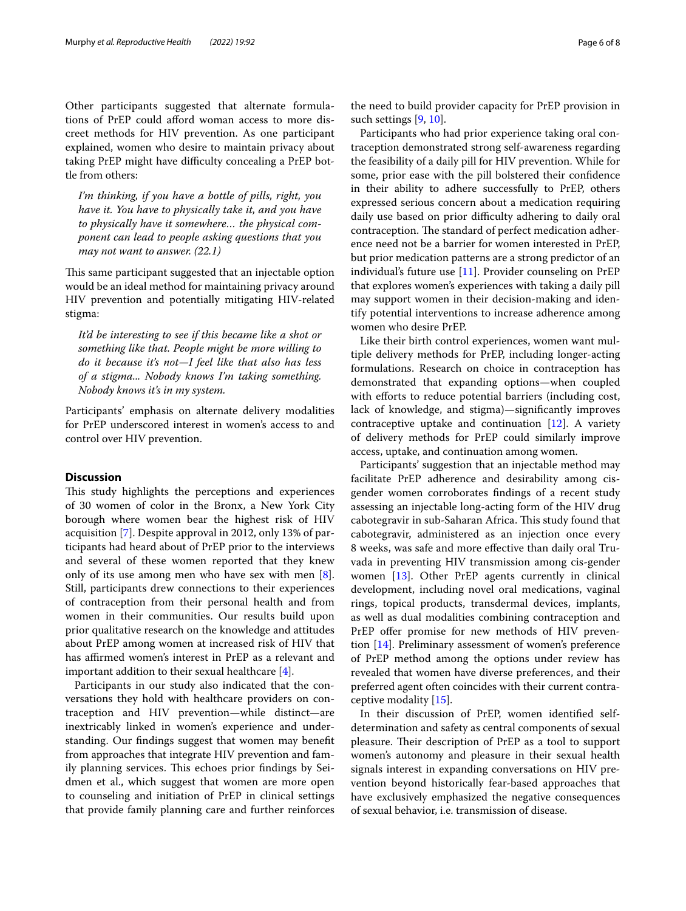Other participants suggested that alternate formulations of PrEP could afford woman access to more discreet methods for HIV prevention. As one participant explained, women who desire to maintain privacy about taking PrEP might have difficulty concealing a PrEP bottle from others:

> *I'm thinking, if you have a bottle of pills, right, you have it. You have to physically take it, and you have to physically have it somewhere… the physical component can lead to people asking questions that you may not want to answer. (22.1)*

This same participant suggested that an injectable option would be an ideal method for maintaining privacy around HIV prevention and potentially mitigating HIV-related stigma:

> *It'd be interesting to see if this became like a shot or something like that. People might be more willing to do it because it's not—I feel like that also has less of a stigma... Nobody knows I'm taking something. Nobody knows it's in my system.*

Participants' emphasis on alternate delivery modalities for PrEP underscored interest in women's access to and control over HIV prevention.

## Discussion

This study highlights the perceptions and experiences of 30 women of color in the Bronx, a New York City borough where women bear the highest risk of HIV acquisition [7]. Despite approval in 2012, only 13% of participants had heard about of PrEP prior to the interviews and several of these women reported that they knew only of its use among men who have sex with men [8]. Still, participants drew connections to their experiences of contraception from their personal health and from women in their communities. Our results build upon prior qualitative research on the knowledge and attitudes about PrEP among women at increased risk of HIV that has affirmed women's interest in PrEP as a relevant and important addition to their sexual healthcare [4].

Participants in our study also indicated that the conversations they hold with healthcare providers on contraception and HIV prevention—while distinct—are inextricably linked in women's experience and understanding. Our findings suggest that women may benefit from approaches that integrate HIV prevention and family planning services. This echoes prior findings by Seidmen et al., which suggest that women are more open to counseling and initiation of PrEP in clinical settings that provide family planning care and further reinforces the need to build provider capacity for PrEP provision in such settings [9, 10].

Participants who had prior experience taking oral contraception demonstrated strong self-awareness regarding the feasibility of a daily pill for HIV prevention. While for some, prior ease with the pill bolstered their confidence in their ability to adhere successfully to PrEP, others expressed serious concern about a medication requiring daily use based on prior difficulty adhering to daily oral contraception. The standard of perfect medication adherence need not be a barrier for women interested in PrEP, but prior medication patterns are a strong predictor of an individual's future use [11]. Provider counseling on PrEP that explores women's experiences with taking a daily pill may support women in their decision-making and identify potential interventions to increase adherence among women who desire PrEP.

Like their birth control experiences, women want multiple delivery methods for PrEP, including longer-acting formulations. Research on choice in contraception has demonstrated that expanding options—when coupled with efforts to reduce potential barriers (including cost, lack of knowledge, and stigma)—significantly improves contraceptive uptake and continuation [12]. A variety of delivery methods for PrEP could similarly improve access, uptake, and continuation among women.

Participants' suggestion that an injectable method may facilitate PrEP adherence and desirability among cisgender women corroborates findings of a recent study assessing an injectable long-acting form of the HIV drug cabotegravir in sub-Saharan Africa. This study found that cabotegravir, administered as an injection once every 8 weeks, was safe and more effective than daily oral Truvada in preventing HIV transmission among cis-gender women [13]. Other PrEP agents currently in clinical development, including novel oral medications, vaginal rings, topical products, transdermal devices, implants, as well as dual modalities combining contraception and PrEP offer promise for new methods of HIV prevention [14]. Preliminary assessment of women's preference of PrEP method among the options under review has revealed that women have diverse preferences, and their preferred agent often coincides with their current contraceptive modality [15].

In their discussion of PrEP, women identified self-determination and safety as central components of sexual pleasure. Their description of PrEP as a tool to support women's autonomy and pleasure in their sexual health signals interest in expanding conversations on HIV prevention beyond historically fear-based approaches that have exclusively emphasized the negative consequences of sexual behavior, i.e. transmission of disease.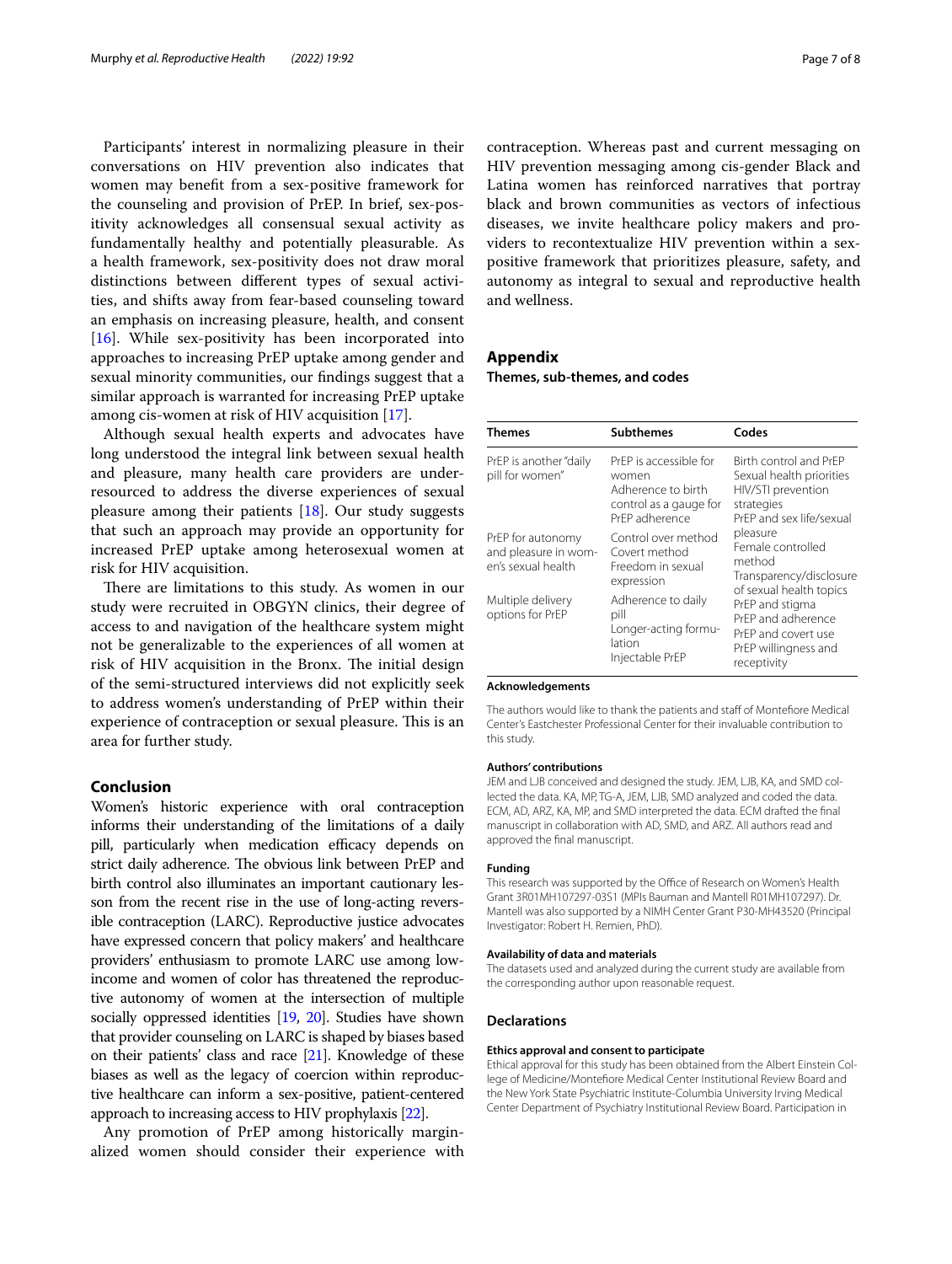Participants' interest in normalizing pleasure in their conversations on HIV prevention also indicates that women may benefit from a sex-positive framework for the counseling and provision of PrEP. In brief, sex-positivity acknowledges all consensual sexual activity as fundamentally healthy and potentially pleasurable. As a health framework, sex-positivity does not draw moral distinctions between different types of sexual activities, and shifts away from fear-based counseling toward an emphasis on increasing pleasure, health, and consent [16]. While sex-positivity has been incorporated into approaches to increasing PrEP uptake among gender and sexual minority communities, our findings suggest that a similar approach is warranted for increasing PrEP uptake among cis-women at risk of HIV acquisition [17].

Although sexual health experts and advocates have long understood the integral link between sexual health and pleasure, many health care providers are under-resourced to address the diverse experiences of sexual pleasure among their patients [18]. Our study suggests that such an approach may provide an opportunity for increased PrEP uptake among heterosexual women at risk for HIV acquisition.

There are limitations to this study. As women in our study were recruited in OBGYN clinics, their degree of access to and navigation of the healthcare system might not be generalizable to the experiences of all women at risk of HIV acquisition in the Bronx. The initial design of the semi-structured interviews did not explicitly seek to address women's understanding of PrEP within their experience of contraception or sexual pleasure. This is an area for further study.

## Conclusion

Women's historic experience with oral contraception informs their understanding of the limitations of a daily pill, particularly when medication efficacy depends on strict daily adherence. The obvious link between PrEP and birth control also illuminates an important cautionary lesson from the recent rise in the use of long-acting reversible contraception (LARC). Reproductive justice advocates have expressed concern that policy makers' and healthcare providers' enthusiasm to promote LARC use among low-income and women of color has threatened the reproductive autonomy of women at the intersection of multiple socially oppressed identities [19, 20]. Studies have shown that provider counseling on LARC is shaped by biases based on their patients' class and race [21]. Knowledge of these biases as well as the legacy of coercion within reproductive healthcare can inform a sex-positive, patient-centered approach to increasing access to HIV prophylaxis [22].

Any promotion of PrEP among historically marginalized women should consider their experience with contraception. Whereas past and current messaging on HIV prevention messaging among cis-gender Black and Latina women has reinforced narratives that portray black and brown communities as vectors of infectious diseases, we invite healthcare policy makers and providers to recontextualize HIV prevention within a sex-positive framework that prioritizes pleasure, safety, and autonomy as integral to sexual and reproductive health and wellness.

## Appendix

**Themes, sub-themes, and codes**

| Themes | Subthemes | Codes |
|---|---|---|
| PrEP is another "daily pill for women" | PrEP is accessible for women<br>Adherence to birth control as a gauge for PrEP adherence | Birth control and PrEP<br>Sexual health priorities<br>HIV/STI prevention strategies<br>PrEP and sex life/sexual pleasure<br>Female controlled method<br>Transparency/disclosure of sexual health topics<br>PrEP and stigma<br>PrEP and adherence<br>PrEP and covert use<br>PrEP willingness and receptivity |
| PrEP for autonomy and pleasure in women's sexual health | Control over method<br>Covert method<br>Freedom in sexual expression | |
| Multiple delivery options for PrEP | Adherence to daily pill<br>Longer-acting formulation<br>Injectable PrEP | |

### Acknowledgements

The authors would like to thank the patients and staff of Montefiore Medical Center's Eastchester Professional Center for their invaluable contribution to this study.

### Authors' contributions

JEM and LJB conceived and designed the study. JEM, LJB, KA, and SMD collected the data. KA, MP, TG-A, JEM, LJB, SMD analyzed and coded the data. ECM, AD, ARZ, KA, MP, and SMD interpreted the data. ECM drafted the final manuscript in collaboration with AD, SMD, and ARZ. All authors read and approved the final manuscript.

### Funding

This research was supported by the Office of Research on Women's Health Grant 3R01MH107297-03S1 (MPIs Bauman and Mantell R01MH107297). Dr. Mantell was also supported by a NIMH Center Grant P30-MH43520 (Principal Investigator: Robert H. Remien, PhD).

### Availability of data and materials

The datasets used and analyzed during the current study are available from the corresponding author upon reasonable request.

## Declarations

### Ethics approval and consent to participate

Ethical approval for this study has been obtained from the Albert Einstein College of Medicine/Montefiore Medical Center Institutional Review Board and the New York State Psychiatric Institute-Columbia University Irving Medical Center Department of Psychiatry Institutional Review Board. Participation in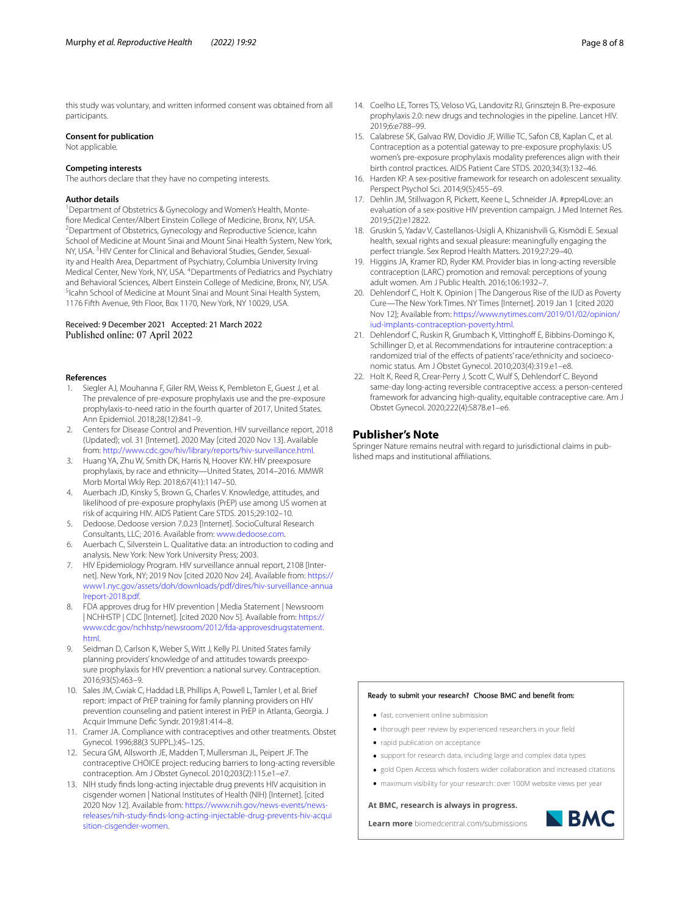this study was voluntary, and written informed consent was obtained from all participants.

### Consent for publication
Not applicable.

### Competing interests
The authors declare that they have no competing interests.

### Author details
[1]Department of Obstetrics & Gynecology and Women's Health, Montefiore Medical Center/Albert Einstein College of Medicine, Bronx, NY, USA. [2]Department of Obstetrics, Gynecology and Reproductive Science, Icahn School of Medicine at Mount Sinai and Mount Sinai Health System, New York, NY, USA. [3]HIV Center for Clinical and Behavioral Studies, Gender, Sexuality and Health Area, Department of Psychiatry, Columbia University Irving Medical Center, New York, NY, USA. [4]Departments of Pediatrics and Psychiatry and Behavioral Sciences, Albert Einstein College of Medicine, Bronx, NY, USA. [5]Icahn School of Medicine at Mount Sinai and Mount Sinai Health System, 1176 Fifth Avenue, 9th Floor, Box 1170, New York, NY 10029, USA.

Received: 9 December 2021 Accepted: 21 March 2022
Published online: 07 April 2022

### References

1. Siegler AJ, Mouhanna F, Giler RM, Weiss K, Pembleton E, Guest J, et al. The prevalence of pre-exposure prophylaxis use and the pre-exposure prophylaxis-to-need ratio in the fourth quarter of 2017, United States. Ann Epidemiol. 2018;28(12):841–9.
2. Centers for Disease Control and Prevention. HIV surveillance report, 2018 (Updated); vol. 31 [Internet]. 2020 May [cited 2020 Nov 13]. Available from: http://www.cdc.gov/hiv/library/reports/hiv-surveillance.html.
3. Huang YA, Zhu W, Smith DK, Harris N, Hoover KW. HIV preexposure prophylaxis, by race and ethnicity—United States, 2014–2016. MMWR Morb Mortal Wkly Rep. 2018;67(41):1147–50.
4. Auerbach JD, Kinsky S, Brown G, Charles V. Knowledge, attitudes, and likelihood of pre-exposure prophylaxis (PrEP) use among US women at risk of acquiring HIV. AIDS Patient Care STDS. 2015;29:102–10.
5. Dedoose. Dedoose version 7.0.23 [Internet]. SocioCultural Research Consultants, LLC; 2016. Available from: www.dedoose.com.
6. Auerbach C, Silverstein L. Qualitative data: an introduction to coding and analysis. New York: New York University Press; 2003.
7. HIV Epidemiology Program. HIV surveillance annual report, 2108 [Internet]. New York, NY; 2019 Nov [cited 2020 Nov 24]. Available from: https://www1.nyc.gov/assets/doh/downloads/pdf/dires/hiv-surveillance-annualreport-2018.pdf.
8. FDA approves drug for HIV prevention | Media Statement | Newsroom | NCHHSTP | CDC [Internet]. [cited 2020 Nov 5]. Available from: https://www.cdc.gov/nchhstp/newsroom/2012/fda-approvesdrugstatement.html.
9. Seidman D, Carlson K, Weber S, Witt J, Kelly PJ. United States family planning providers' knowledge of and attitudes towards preexposure prophylaxis for HIV prevention: a national survey. Contraception. 2016;93(5):463–9.
10. Sales JM, Cwiak C, Haddad LB, Phillips A, Powell L, Tamler I, et al. Brief report: impact of PrEP training for family planning providers on HIV prevention counseling and patient interest in PrEP in Atlanta, Georgia. J Acquir Immune Defic Syndr. 2019;81:414–8.
11. Cramer JA. Compliance with contraceptives and other treatments. Obstet Gynecol. 1996;88(3 SUPPL.):4S–12S.
12. Secura GM, Allsworth JE, Madden T, Mullersman JL, Peipert JF. The contraceptive CHOICE project: reducing barriers to long-acting reversible contraception. Am J Obstet Gynecol. 2010;203(2):115.e1–e7.
13. NIH study finds long-acting injectable drug prevents HIV acquisition in cisgender women | National Institutes of Health (NIH) [Internet]. [cited 2020 Nov 12]. Available from: https://www.nih.gov/news-events/news-releases/nih-study-finds-long-acting-injectable-drug-prevents-hiv-acquisition-cisgender-women.
14. Coelho LE, Torres TS, Veloso VG, Landovitz RJ, Grinsztejn B. Pre-exposure prophylaxis 2.0: new drugs and technologies in the pipeline. Lancet HIV. 2019;6:e788–99.
15. Calabrese SK, Galvao RW, Dovidio JF, Willie TC, Safon CB, Kaplan C, et al. Contraception as a potential gateway to pre-exposure prophylaxis: US women's pre-exposure prophylaxis modality preferences align with their birth control practices. AIDS Patient Care STDS. 2020;34(3):132–46.
16. Harden KP. A sex-positive framework for research on adolescent sexuality. Perspect Psychol Sci. 2014;9(5):455–69.
17. Dehlin JM, Stillwagon R, Pickett, Keene L, Schneider JA. #prep4Love: an evaluation of a sex-positive HIV prevention campaign. J Med Internet Res. 2019;5(2):e12822.
18. Gruskin S, Yadav V, Castellanos-Usigli A, Khizanishvili G, Kismödi E. Sexual health, sexual rights and sexual pleasure: meaningfully engaging the perfect triangle. Sex Reprod Health Matters. 2019;27:29–40.
19. Higgins JA, Kramer RD, Ryder KM. Provider bias in long-acting reversible contraception (LARC) promotion and removal: perceptions of young adult women. Am J Public Health. 2016;106:1932–7.
20. Dehlendorf C, Holt K. Opinion | The Dangerous Rise of the IUD as Poverty Cure—The New York Times. NY Times [Internet]. 2019 Jan 1 [cited 2020 Nov 12]; Available from: https://www.nytimes.com/2019/01/02/opinion/iud-implants-contraception-poverty.html.
21. Dehlendorf C, Ruskin R, Grumbach K, Vittinghoff E, Bibbins-Domingo K, Schillinger D, et al. Recommendations for intrauterine contraception: a randomized trial of the effects of patients' race/ethnicity and socioeconomic status. Am J Obstet Gynecol. 2010;203(4):319.e1–e8.
22. Holt K, Reed R, Crear-Perry J, Scott C, Wulf S, Dehlendorf C. Beyond same-day long-acting reversible contraceptive access: a person-centered framework for advancing high-quality, equitable contraceptive care. Am J Obstet Gynecol. 2020;222(4):S878.e1–e6.

## Publisher's Note
Springer Nature remains neutral with regard to jurisdictional claims in published maps and institutional affiliations.

Ready to submit your research? Choose BMC and benefit from:

- fast, convenient online submission
- thorough peer review by experienced researchers in your field
- rapid publication on acceptance
- support for research data, including large and complex data types
- gold Open Access which fosters wider collaboration and increased citations
- maximum visibility for your research: over 100M website views per year

**At BMC, research is always in progress.**

**Learn more** biomedcentral.com/submissions

BMC